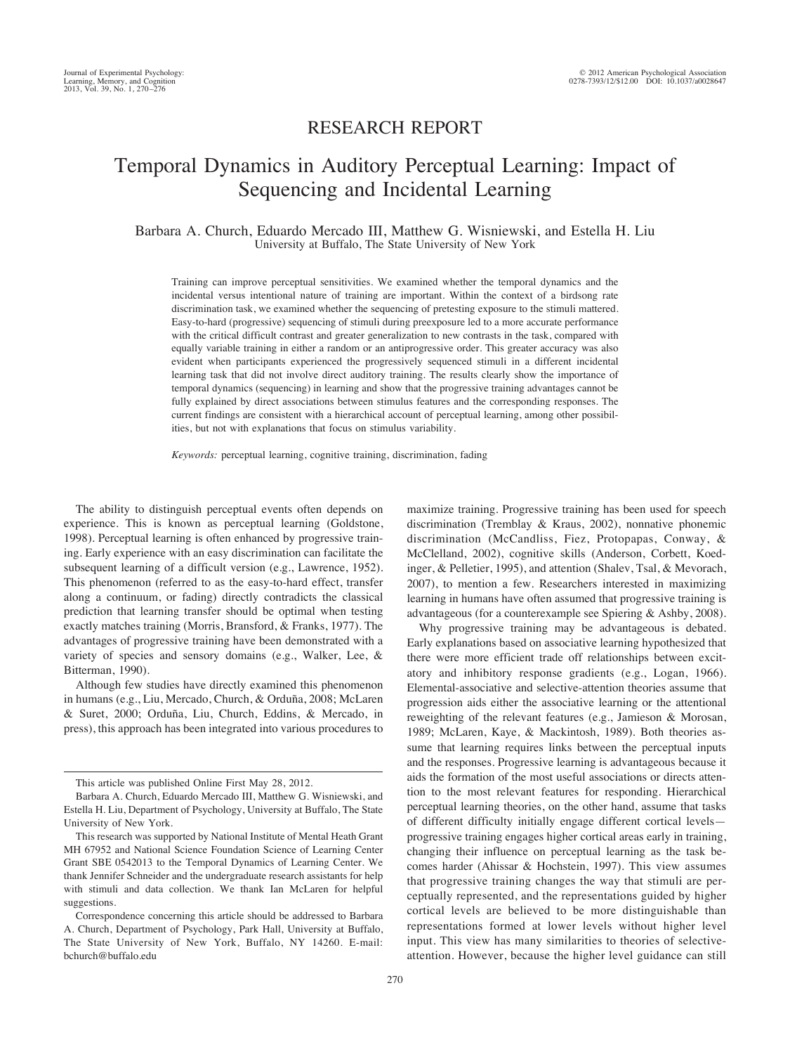RESEARCH REPORT

# Temporal Dynamics in Auditory Perceptual Learning: Impact of Sequencing and Incidental Learning

Barbara A. Church, Eduardo Mercado III, Matthew G. Wisniewski, and Estella H. Liu
University at Buffalo, The State University of New York

Training can improve perceptual sensitivities. We examined whether the temporal dynamics and the incidental versus intentional nature of training are important. Within the context of a birdsong rate discrimination task, we examined whether the sequencing of pretesting exposure to the stimuli mattered. Easy-to-hard (progressive) sequencing of stimuli during preexposure led to a more accurate performance with the critical difficult contrast and greater generalization to new contrasts in the task, compared with equally variable training in either a random or an antiprogressive order. This greater accuracy was also evident when participants experienced the progressively sequenced stimuli in a different incidental learning task that did not involve direct auditory training. The results clearly show the importance of temporal dynamics (sequencing) in learning and show that the progressive training advantages cannot be fully explained by direct associations between stimulus features and the corresponding responses. The current findings are consistent with a hierarchical account of perceptual learning, among other possibilities, but not with explanations that focus on stimulus variability.

*Keywords:* perceptual learning, cognitive training, discrimination, fading

The ability to distinguish perceptual events often depends on experience. This is known as perceptual learning (Goldstone, 1998). Perceptual learning is often enhanced by progressive training. Early experience with an easy discrimination can facilitate the subsequent learning of a difficult version (e.g., Lawrence, 1952). This phenomenon (referred to as the easy-to-hard effect, transfer along a continuum, or fading) directly contradicts the classical prediction that learning transfer should be optimal when testing exactly matches training (Morris, Bransford, & Franks, 1977). The advantages of progressive training have been demonstrated with a variety of species and sensory domains (e.g., Walker, Lee, & Bitterman, 1990).

Although few studies have directly examined this phenomenon in humans (e.g., Liu, Mercado, Church, & Orduña, 2008; McLaren & Suret, 2000; Orduña, Liu, Church, Eddins, & Mercado, in press), this approach has been integrated into various procedures to maximize training. Progressive training has been used for speech discrimination (Tremblay & Kraus, 2002), nonnative phonemic discrimination (McCandliss, Fiez, Protopapas, Conway, & McClelland, 2002), cognitive skills (Anderson, Corbett, Koedinger, & Pelletier, 1995), and attention (Shalev, Tsal, & Mevorach, 2007), to mention a few. Researchers interested in maximizing learning in humans have often assumed that progressive training is advantageous (for a counterexample see Spiering & Ashby, 2008).

Why progressive training may be advantageous is debated. Early explanations based on associative learning hypothesized that there were more efficient trade off relationships between excitatory and inhibitory response gradients (e.g., Logan, 1966). Elemental-associative and selective-attention theories assume that progression aids either the associative learning or the attentional reweighting of the relevant features (e.g., Jamieson & Morosan, 1989; McLaren, Kaye, & Mackintosh, 1989). Both theories assume that learning requires links between the perceptual inputs and the responses. Progressive learning is advantageous because it aids the formation of the most useful associations or directs attention to the most relevant features for responding. Hierarchical perceptual learning theories, on the other hand, assume that tasks of different difficulty initially engage different cortical levels—progressive training engages higher cortical areas early in training, changing their influence on perceptual learning as the task becomes harder (Ahissar & Hochstein, 1997). This view assumes that progressive training changes the way that stimuli are perceptually represented, and the representations guided by higher cortical levels are believed to be more distinguishable than representations formed at lower levels without higher level input. This view has many similarities to theories of selective-attention. However, because the higher level guidance can still

---

This article was published Online First May 28, 2012.

Barbara A. Church, Eduardo Mercado III, Matthew G. Wisniewski, and Estella H. Liu, Department of Psychology, University at Buffalo, The State University of New York.

This research was supported by National Institute of Mental Heath Grant MH 67952 and National Science Foundation Science of Learning Center Grant SBE 0542013 to the Temporal Dynamics of Learning Center. We thank Jennifer Schneider and the undergraduate research assistants for help with stimuli and data collection. We thank Ian McLaren for helpful suggestions.

Correspondence concerning this article should be addressed to Barbara A. Church, Department of Psychology, Park Hall, University at Buffalo, The State University of New York, Buffalo, NY 14260. E-mail: bchurch@buffalo.edu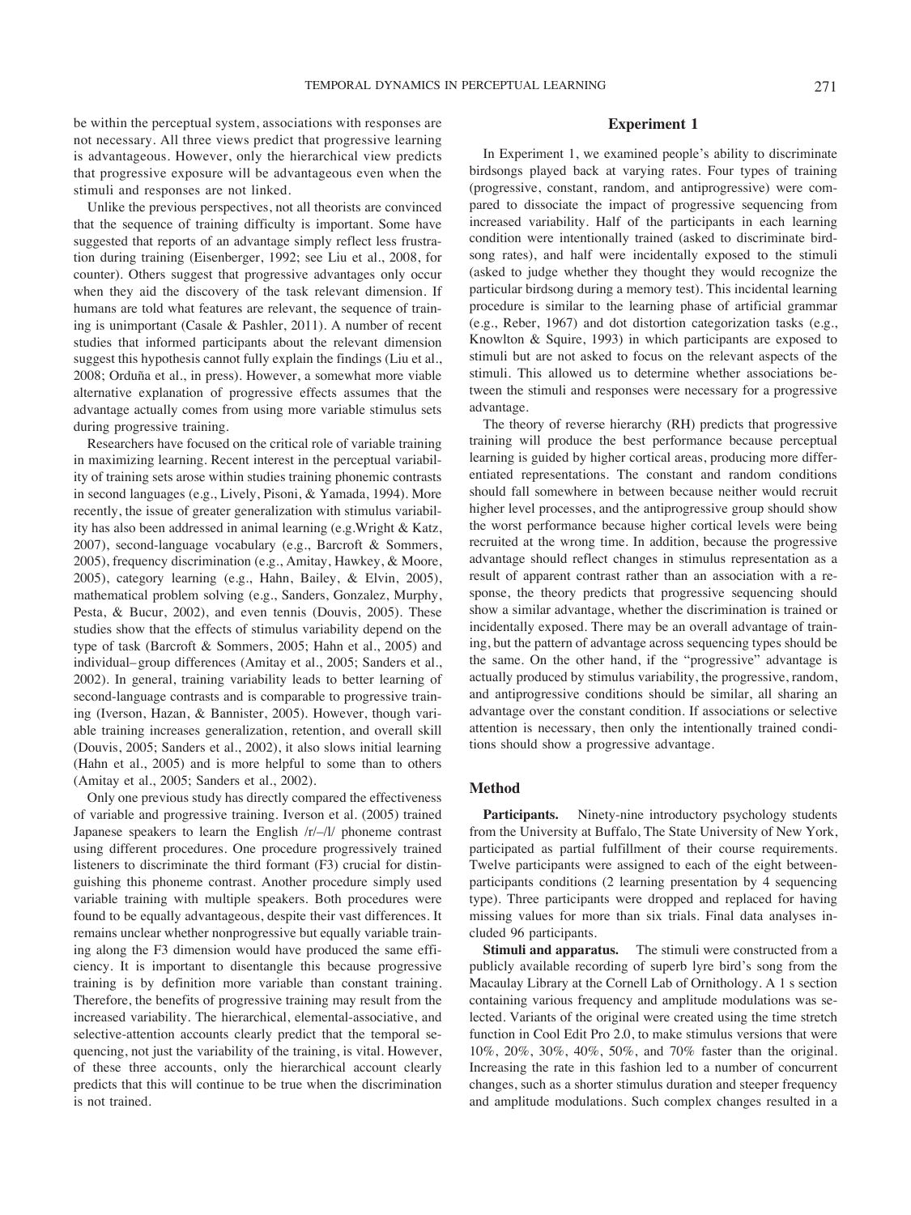be within the perceptual system, associations with responses are not necessary. All three views predict that progressive learning is advantageous. However, only the hierarchical view predicts that progressive exposure will be advantageous even when the stimuli and responses are not linked.

Unlike the previous perspectives, not all theorists are convinced that the sequence of training difficulty is important. Some have suggested that reports of an advantage simply reflect less frustration during training (Eisenberger, 1992; see Liu et al., 2008, for counter). Others suggest that progressive advantages only occur when they aid the discovery of the task relevant dimension. If humans are told what features are relevant, the sequence of training is unimportant (Casale & Pashler, 2011). A number of recent studies that informed participants about the relevant dimension suggest this hypothesis cannot fully explain the findings (Liu et al., 2008; Orduña et al., in press). However, a somewhat more viable alternative explanation of progressive effects assumes that the advantage actually comes from using more variable stimulus sets during progressive training.

Researchers have focused on the critical role of variable training in maximizing learning. Recent interest in the perceptual variability of training sets arose within studies training phonemic contrasts in second languages (e.g., Lively, Pisoni, & Yamada, 1994). More recently, the issue of greater generalization with stimulus variability has also been addressed in animal learning (e.g.Wright & Katz, 2007), second-language vocabulary (e.g., Barcroft & Sommers, 2005), frequency discrimination (e.g., Amitay, Hawkey, & Moore, 2005), category learning (e.g., Hahn, Bailey, & Elvin, 2005), mathematical problem solving (e.g., Sanders, Gonzalez, Murphy, Pesta, & Bucur, 2002), and even tennis (Douvis, 2005). These studies show that the effects of stimulus variability depend on the type of task (Barcroft & Sommers, 2005; Hahn et al., 2005) and individual–group differences (Amitay et al., 2005; Sanders et al., 2002). In general, training variability leads to better learning of second-language contrasts and is comparable to progressive training (Iverson, Hazan, & Bannister, 2005). However, though variable training increases generalization, retention, and overall skill (Douvis, 2005; Sanders et al., 2002), it also slows initial learning (Hahn et al., 2005) and is more helpful to some than to others (Amitay et al., 2005; Sanders et al., 2002).

Only one previous study has directly compared the effectiveness of variable and progressive training. Iverson et al. (2005) trained Japanese speakers to learn the English /r/–/l/ phoneme contrast using different procedures. One procedure progressively trained listeners to discriminate the third formant (F3) crucial for distinguishing this phoneme contrast. Another procedure simply used variable training with multiple speakers. Both procedures were found to be equally advantageous, despite their vast differences. It remains unclear whether nonprogressive but equally variable training along the F3 dimension would have produced the same efficiency. It is important to disentangle this because progressive training is by definition more variable than constant training. Therefore, the benefits of progressive training may result from the increased variability. The hierarchical, elemental-associative, and selective-attention accounts clearly predict that the temporal sequencing, not just the variability of the training, is vital. However, of these three accounts, only the hierarchical account clearly predicts that this will continue to be true when the discrimination is not trained.

## Experiment 1

In Experiment 1, we examined people's ability to discriminate birdsongs played back at varying rates. Four types of training (progressive, constant, random, and antiprogressive) were compared to dissociate the impact of progressive sequencing from increased variability. Half of the participants in each learning condition were intentionally trained (asked to discriminate birdsong rates), and half were incidentally exposed to the stimuli (asked to judge whether they thought they would recognize the particular birdsong during a memory test). This incidental learning procedure is similar to the learning phase of artificial grammar (e.g., Reber, 1967) and dot distortion categorization tasks (e.g., Knowlton & Squire, 1993) in which participants are exposed to stimuli but are not asked to focus on the relevant aspects of the stimuli. This allowed us to determine whether associations between the stimuli and responses were necessary for a progressive advantage.

The theory of reverse hierarchy (RH) predicts that progressive training will produce the best performance because perceptual learning is guided by higher cortical areas, producing more differentiated representations. The constant and random conditions should fall somewhere in between because neither would recruit higher level processes, and the antiprogressive group should show the worst performance because higher cortical levels were being recruited at the wrong time. In addition, because the progressive advantage should reflect changes in stimulus representation as a result of apparent contrast rather than an association with a response, the theory predicts that progressive sequencing should show a similar advantage, whether the discrimination is trained or incidentally exposed. There may be an overall advantage of training, but the pattern of advantage across sequencing types should be the same. On the other hand, if the "progressive" advantage is actually produced by stimulus variability, the progressive, random, and antiprogressive conditions should be similar, all sharing an advantage over the constant condition. If associations or selective attention is necessary, then only the intentionally trained conditions should show a progressive advantage.

### Method

**Participants.** Ninety-nine introductory psychology students from the University at Buffalo, The State University of New York, participated as partial fulfillment of their course requirements. Twelve participants were assigned to each of the eight between-participants conditions (2 learning presentation by 4 sequencing type). Three participants were dropped and replaced for having missing values for more than six trials. Final data analyses included 96 participants.

**Stimuli and apparatus.** The stimuli were constructed from a publicly available recording of superb lyre bird's song from the Macaulay Library at the Cornell Lab of Ornithology. A 1 s section containing various frequency and amplitude modulations was selected. Variants of the original were created using the time stretch function in Cool Edit Pro 2.0, to make stimulus versions that were 10%, 20%, 30%, 40%, 50%, and 70% faster than the original. Increasing the rate in this fashion led to a number of concurrent changes, such as a shorter stimulus duration and steeper frequency and amplitude modulations. Such complex changes resulted in a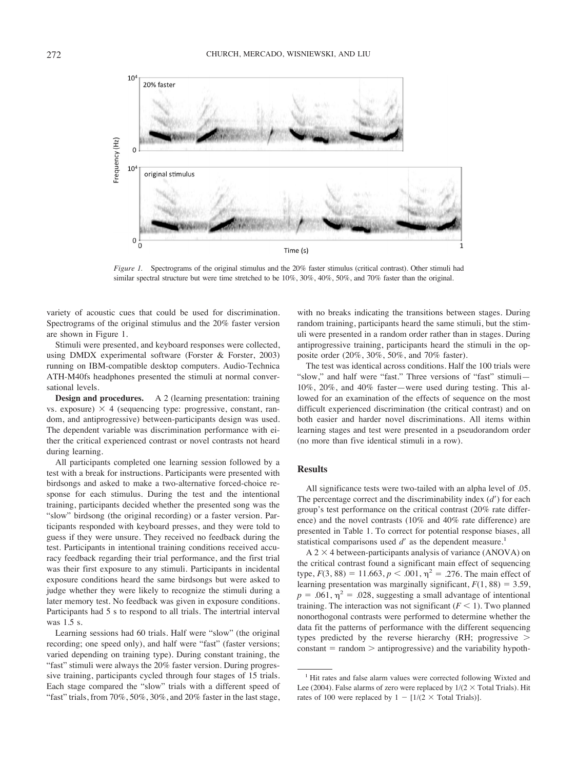*Figure 1.* Spectrograms of the original stimulus and the 20% faster stimulus (critical contrast). Other stimuli had similar spectral structure but were time stretched to be 10%, 30%, 40%, 50%, and 70% faster than the original.

variety of acoustic cues that could be used for discrimination. Spectrograms of the original stimulus and the 20% faster version are shown in Figure 1.

Stimuli were presented, and keyboard responses were collected, using DMDX experimental software (Forster & Forster, 2003) running on IBM-compatible desktop computers. Audio-Technica ATH-M40fs headphones presented the stimuli at normal conversational levels.

**Design and procedures.** A 2 (learning presentation: training vs. exposure) × 4 (sequencing type: progressive, constant, random, and antiprogressive) between-participants design was used. The dependent variable was discrimination performance with either the critical experienced contrast or novel contrasts not heard during learning.

All participants completed one learning session followed by a test with a break for instructions. Participants were presented with birdsongs and asked to make a two-alternative forced-choice response for each stimulus. During the test and the intentional training, participants decided whether the presented song was the "slow" birdsong (the original recording) or a faster version. Participants responded with keyboard presses, and they were told to guess if they were unsure. They received no feedback during the test. Participants in intentional training conditions received accuracy feedback regarding their trial performance, and the first trial was their first exposure to any stimuli. Participants in incidental exposure conditions heard the same birdsongs but were asked to judge whether they were likely to recognize the stimuli during a later memory test. No feedback was given in exposure conditions. Participants had 5 s to respond to all trials. The intertrial interval was 1.5 s.

Learning sessions had 60 trials. Half were "slow" (the original recording; one speed only), and half were "fast" (faster versions; varied depending on training type). During constant training, the "fast" stimuli were always the 20% faster version. During progressive training, participants cycled through four stages of 15 trials. Each stage compared the "slow" trials with a different speed of "fast" trials, from 70%, 50%, 30%, and 20% faster in the last stage, with no breaks indicating the transitions between stages. During random training, participants heard the same stimuli, but the stimuli were presented in a random order rather than in stages. During antiprogressive training, participants heard the stimuli in the opposite order (20%, 30%, 50%, and 70% faster).

The test was identical across conditions. Half the 100 trials were "slow," and half were "fast." Three versions of "fast" stimuli—10%, 20%, and 40% faster—were used during testing. This allowed for an examination of the effects of sequence on the most difficult experienced discrimination (the critical contrast) and on both easier and harder novel discriminations. All items within learning stages and test were presented in a pseudorandom order (no more than five identical stimuli in a row).

## Results

All significance tests were two-tailed with an alpha level of .05. The percentage correct and the discriminability index ($d'$) for each group's test performance on the critical contrast (20% rate difference) and the novel contrasts (10% and 40% rate difference) are presented in Table 1. To correct for potential response biases, all statistical comparisons used $d'$ as the dependent measure.[1]

A 2 × 4 between-participants analysis of variance (ANOVA) on the critical contrast found a significant main effect of sequencing type, $F(3, 88) = 11.663$, $p < .001$, $\eta^2 = .276$. The main effect of learning presentation was marginally significant, $F(1, 88) = 3.59$, $p = .061$, $\eta^2 = .028$, suggesting a small advantage of intentional training. The interaction was not significant ($F < 1$). Two planned nonorthogonal contrasts were performed to determine whether the data fit the patterns of performance with the different sequencing types predicted by the reverse hierarchy (RH; progressive > constant = random > antiprogressive) and the variability hypoth-

[1] Hit rates and false alarm values were corrected following Wixted and Lee (2004). False alarms of zero were replaced by $1/(2 \times \text{Total Trials})$. Hit rates of 100 were replaced by $1 - [1/(2 \times \text{Total Trials})]$.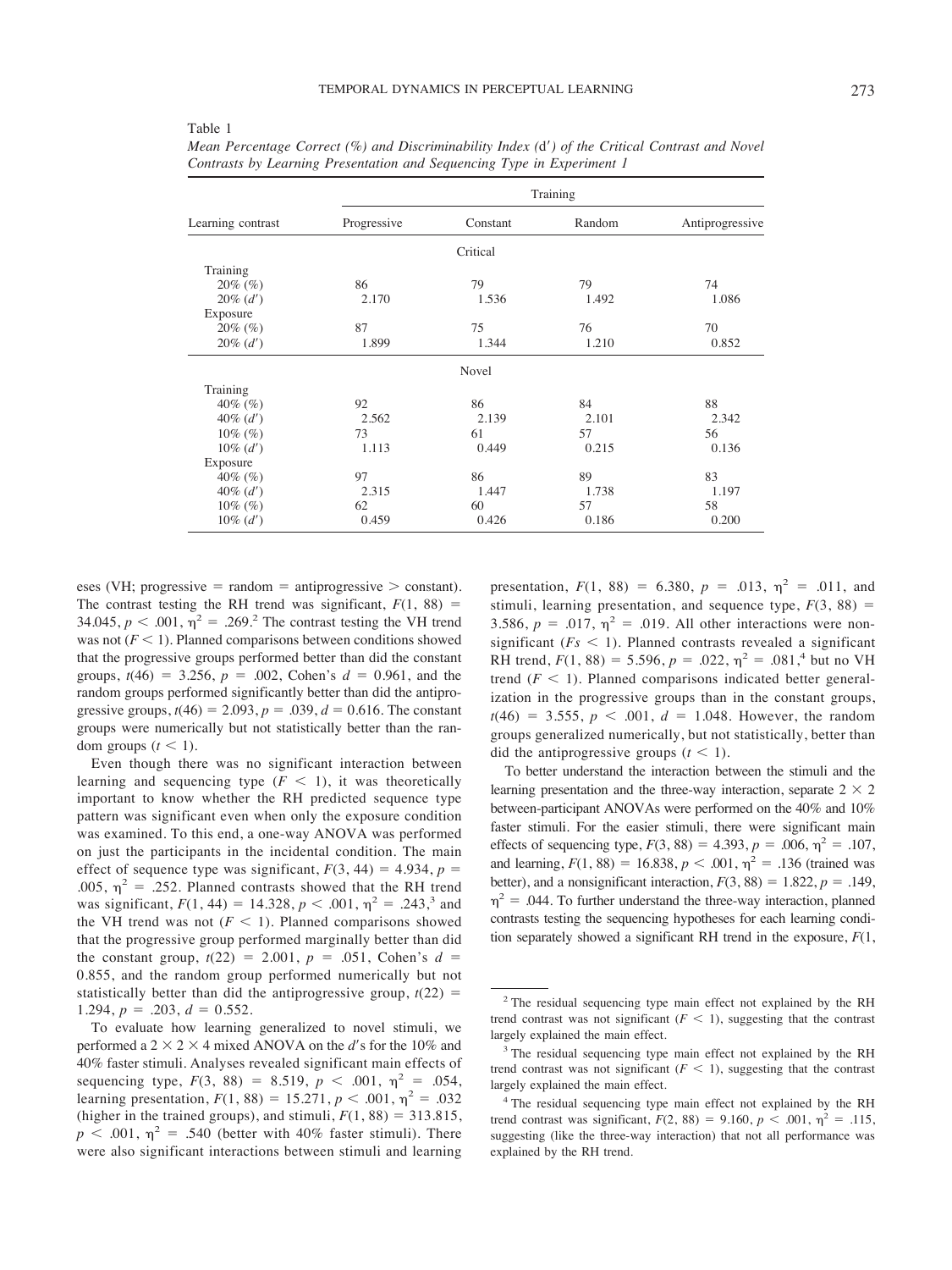Table 1

*Mean Percentage Correct (%) and Discriminability Index (*d′*) of the Critical Contrast and Novel Contrasts by Learning Presentation and Sequencing Type in Experiment 1*

| Learning contrast | Training | | | |
|---|---|---|---|---|
| | Progressive | Constant | Random | Antiprogressive |
| | | Critical | | |
| Training | | | | |
| 20% (%) | 86 | 79 | 79 | 74 |
| 20% ($d'$) | 2.170 | 1.536 | 1.492 | 1.086 |
| Exposure | | | | |
| 20% (%) | 87 | 75 | 76 | 70 |
| 20% ($d'$) | 1.899 | 1.344 | 1.210 | 0.852 |
| | | Novel | | |
| Training | | | | |
| 40% (%) | 92 | 86 | 84 | 88 |
| 40% ($d'$) | 2.562 | 2.139 | 2.101 | 2.342 |
| 10% (%) | 73 | 61 | 57 | 56 |
| 10% ($d'$) | 1.113 | 0.449 | 0.215 | 0.136 |
| Exposure | | | | |
| 40% (%) | 97 | 86 | 89 | 83 |
| 40% ($d'$) | 2.315 | 1.447 | 1.738 | 1.197 |
| 10% (%) | 62 | 60 | 57 | 58 |
| 10% ($d'$) | 0.459 | 0.426 | 0.186 | 0.200 |

eses (VH; progressive = random = antiprogressive > constant). The contrast testing the RH trend was significant, $F(1, 88) = 34.045$, $p < .001$, $\eta^2 = .269$.[2] The contrast testing the VH trend was not ($F < 1$). Planned comparisons between conditions showed that the progressive groups performed better than did the constant groups, $t(46) = 3.256$, $p = .002$, Cohen's $d = 0.961$, and the random groups performed significantly better than did the antiprogressive groups, $t(46) = 2.093$, $p = .039$, $d = 0.616$. The constant groups were numerically but not statistically better than the random groups ($t < 1$).

Even though there was no significant interaction between learning and sequencing type ($F < 1$), it was theoretically important to know whether the RH predicted sequence type pattern was significant even when only the exposure condition was examined. To this end, a one-way ANOVA was performed on just the participants in the incidental condition. The main effect of sequence type was significant, $F(3, 44) = 4.934$, $p = .005$, $\eta^2 = .252$. Planned contrasts showed that the RH trend was significant, $F(1, 44) = 14.328$, $p < .001$, $\eta^2 = .243$,[3] and the VH trend was not ($F < 1$). Planned comparisons showed that the progressive group performed marginally better than did the constant group, $t(22) = 2.001$, $p = .051$, Cohen's $d = 0.855$, and the random group performed numerically but not statistically better than did the antiprogressive group, $t(22) = 1.294$, $p = .203$, $d = 0.552$.

To evaluate how learning generalized to novel stimuli, we performed a $2 \times 2 \times 4$ mixed ANOVA on the $d'$s for the 10% and 40% faster stimuli. Analyses revealed significant main effects of sequencing type, $F(3, 88) = 8.519$, $p < .001$, $\eta^2 = .054$, learning presentation, $F(1, 88) = 15.271$, $p < .001$, $\eta^2 = .032$ (higher in the trained groups), and stimuli, $F(1, 88) = 313.815$, $p < .001$, $\eta^2 = .540$ (better with 40% faster stimuli). There were also significant interactions between stimuli and learning presentation, $F(1, 88) = 6.380$, $p = .013$, $\eta^2 = .011$, and stimuli, learning presentation, and sequence type, $F(3, 88) = 3.586$, $p = .017$, $\eta^2 = .019$. All other interactions were nonsignificant ($Fs < 1$). Planned contrasts revealed a significant RH trend, $F(1, 88) = 5.596$, $p = .022$, $\eta^2 = .081$,[4] but no VH trend ($F < 1$). Planned comparisons indicated better generalization in the progressive groups than in the constant groups, $t(46) = 3.555$, $p < .001$, $d = 1.048$. However, the random groups generalized numerically, but not statistically, better than did the antiprogressive groups ($t < 1$).

To better understand the interaction between the stimuli and the learning presentation and the three-way interaction, separate $2 \times 2$ between-participant ANOVAs were performed on the 40% and 10% faster stimuli. For the easier stimuli, there were significant main effects of sequencing type, $F(3, 88) = 4.393$, $p = .006$, $\eta^2 = .107$, and learning, $F(1, 88) = 16.838$, $p < .001$, $\eta^2 = .136$ (trained was better), and a nonsignificant interaction, $F(3, 88) = 1.822$, $p = .149$, $\eta^2 = .044$. To further understand the three-way interaction, planned contrasts testing the sequencing hypotheses for each learning condition separately showed a significant RH trend in the exposure, $F(1,$

---

[2] The residual sequencing type main effect not explained by the RH trend contrast was not significant ($F < 1$), suggesting that the contrast largely explained the main effect.

[3] The residual sequencing type main effect not explained by the RH trend contrast was not significant ($F < 1$), suggesting that the contrast largely explained the main effect.

[4] The residual sequencing type main effect not explained by the RH trend contrast was significant, $F(2, 88) = 9.160$, $p < .001$, $\eta^2 = .115$, suggesting (like the three-way interaction) that not all performance was explained by the RH trend.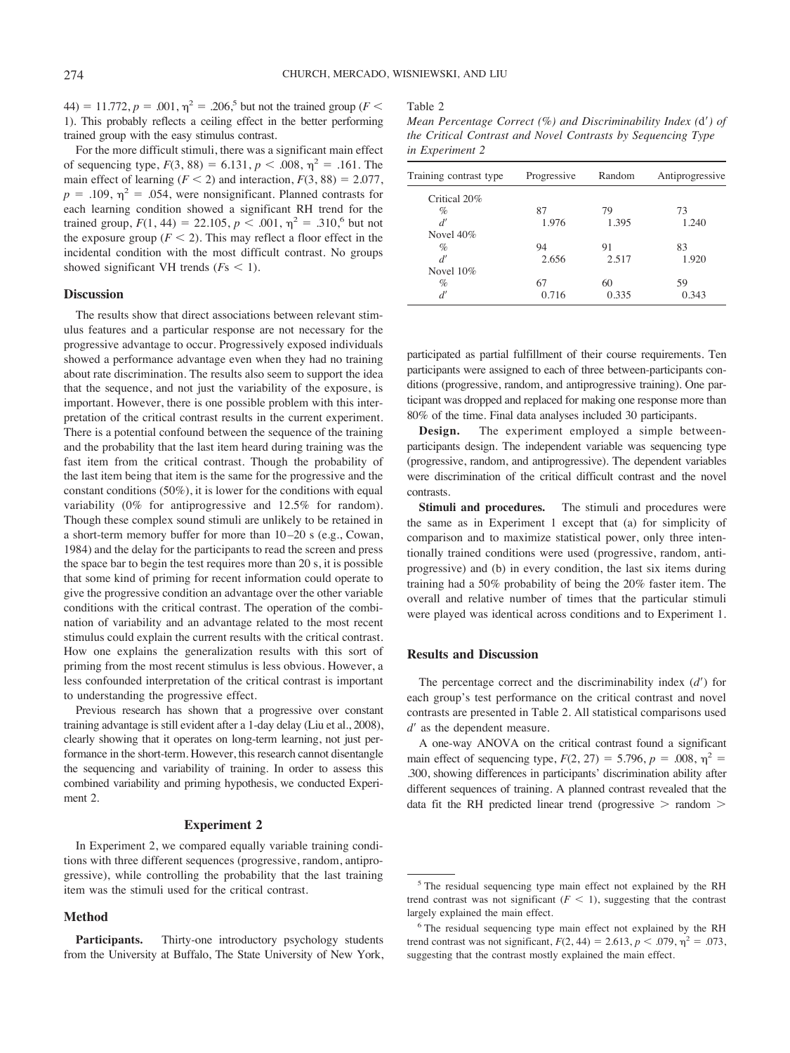44) = 11.772, $p = .001$, $\eta^2 = .206$,[5] but not the trained group ($F < 1$). This probably reflects a ceiling effect in the better performing trained group with the easy stimulus contrast.

For the more difficult stimuli, there was a significant main effect of sequencing type, $F(3, 88) = 6.131$, $p < .008$, $\eta^2 = .161$. The main effect of learning ($F < 2$) and interaction, $F(3, 88) = 2.077$, $p = .109$, $\eta^2 = .054$, were nonsignificant. Planned contrasts for each learning condition showed a significant RH trend for the trained group, $F(1, 44) = 22.105$, $p < .001$, $\eta^2 = .310$,[6] but not the exposure group ($F < 2$). This may reflect a floor effect in the incidental condition with the most difficult contrast. No groups showed significant VH trends ($F$s $< 1$).

### Discussion

The results show that direct associations between relevant stimulus features and a particular response are not necessary for the progressive advantage to occur. Progressively exposed individuals showed a performance advantage even when they had no training about rate discrimination. The results also seem to support the idea that the sequence, and not just the variability of the exposure, is important. However, there is one possible problem with this interpretation of the critical contrast results in the current experiment. There is a potential confound between the sequence of the training and the probability that the last item heard during training was the fast item from the critical contrast. Though the probability of the last item being that item is the same for the progressive and the constant conditions (50%), it is lower for the conditions with equal variability (0% for antiprogressive and 12.5% for random). Though these complex sound stimuli are unlikely to be retained in a short-term memory buffer for more than 10–20 s (e.g., Cowan, 1984) and the delay for the participants to read the screen and press the space bar to begin the test requires more than 20 s, it is possible that some kind of priming for recent information could operate to give the progressive condition an advantage over the other variable conditions with the critical contrast. The operation of the combination of variability and an advantage related to the most recent stimulus could explain the current results with the critical contrast. How one explains the generalization results with this sort of priming from the most recent stimulus is less obvious. However, a less confounded interpretation of the critical contrast is important to understanding the progressive effect.

Previous research has shown that a progressive over constant training advantage is still evident after a 1-day delay (Liu et al., 2008), clearly showing that it operates on long-term learning, not just performance in the short-term. However, this research cannot disentangle the sequencing and variability of training. In order to assess this combined variability and priming hypothesis, we conducted Experiment 2.

## Experiment 2

In Experiment 2, we compared equally variable training conditions with three different sequences (progressive, random, antiprogressive), while controlling the probability that the last training item was the stimuli used for the critical contrast.

### Method

**Participants.** Thirty-one introductory psychology students from the University at Buffalo, The State University of New York, participated as partial fulfillment of their course requirements. Ten participants were assigned to each of three between-participants conditions (progressive, random, and antiprogressive training). One participant was dropped and replaced for making one response more than 80% of the time. Final data analyses included 30 participants.

**Design.** The experiment employed a simple between-participants design. The independent variable was sequencing type (progressive, random, and antiprogressive). The dependent variables were discrimination of the critical difficult contrast and the novel contrasts.

**Stimuli and procedures.** The stimuli and procedures were the same as in Experiment 1 except that (a) for simplicity of comparison and to maximize statistical power, only three intentionally trained conditions were used (progressive, random, antiprogressive) and (b) in every condition, the last six items during training had a 50% probability of being the 20% faster item. The overall and relative number of times that the particular stimuli were played was identical across conditions and to Experiment 1.

### Results and Discussion

The percentage correct and the discriminability index ($d'$) for each group's test performance on the critical contrast and novel contrasts are presented in Table 2. All statistical comparisons used $d'$ as the dependent measure.

A one-way ANOVA on the critical contrast found a significant main effect of sequencing type, $F(2, 27) = 5.796$, $p = .008$, $\eta^2 = .300$, showing differences in participants' discrimination ability after different sequences of training. A planned contrast revealed that the data fit the RH predicted linear trend (progressive > random >

Table 2

*Mean Percentage Correct (%) and Discriminability Index ($d'$) of the Critical Contrast and Novel Contrasts by Sequencing Type in Experiment 2*

| Training contrast type | Progressive | Random | Antiprogressive |
|---|---|---|---|
| Critical 20% | | | |
| % | 87 | 79 | 73 |
| $d'$ | 1.976 | 1.395 | 1.240 |
| Novel 40% | | | |
| % | 94 | 91 | 83 |
| $d'$ | 2.656 | 2.517 | 1.920 |
| Novel 10% | | | |
| % | 67 | 60 | 59 |
| $d'$ | 0.716 | 0.335 | 0.343 |

[5] The residual sequencing type main effect not explained by the RH trend contrast was not significant ($F < 1$), suggesting that the contrast largely explained the main effect.

[6] The residual sequencing type main effect not explained by the RH trend contrast was not significant, $F(2, 44) = 2.613$, $p < .079$, $\eta^2 = .073$, suggesting that the contrast mostly explained the main effect.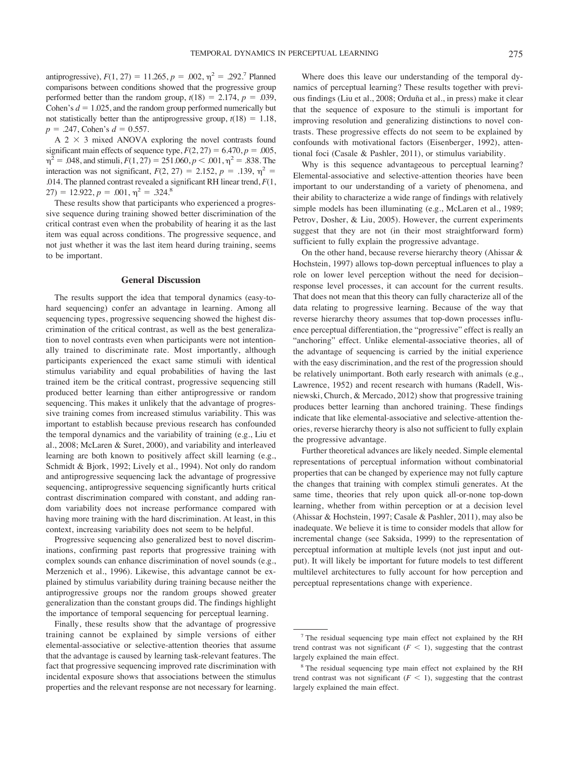antiprogressive), $F(1, 27) = 11.265$, $p = .002$, $\eta^2 = .292$.[7] Planned comparisons between conditions showed that the progressive group performed better than the random group, $t(18) = 2.174$, $p = .039$, Cohen's $d = 1.025$, and the random group performed numerically but not statistically better than the antiprogressive group, $t(18) = 1.18$, $p = .247$, Cohen's $d = 0.557$.

A $2 \times 3$ mixed ANOVA exploring the novel contrasts found significant main effects of sequence type, $F(2, 27) = 6.470$, $p = .005$, $\eta^2 = .048$, and stimuli, $F(1, 27) = 251.060$, $p < .001$, $\eta^2 = .838$. The interaction was not significant, $F(2, 27) = 2.152$, $p = .139$, $\eta^2 = .014$. The planned contrast revealed a significant RH linear trend, $F(1, 27) = 12.922$, $p = .001$, $\eta^2 = .324$.[8]

These results show that participants who experienced a progressive sequence during training showed better discrimination of the critical contrast even when the probability of hearing it as the last item was equal across conditions. The progressive sequence, and not just whether it was the last item heard during training, seems to be important.

## General Discussion

The results support the idea that temporal dynamics (easy-to-hard sequencing) confer an advantage in learning. Among all sequencing types, progressive sequencing showed the highest discrimination of the critical contrast, as well as the best generalization to novel contrasts even when participants were not intentionally trained to discriminate rate. Most importantly, although participants experienced the exact same stimuli with identical stimulus variability and equal probabilities of having the last trained item be the critical contrast, progressive sequencing still produced better learning than either antiprogressive or random sequencing. This makes it unlikely that the advantage of progressive training comes from increased stimulus variability. This was important to establish because previous research has confounded the temporal dynamics and the variability of training (e.g., Liu et al., 2008; McLaren & Suret, 2000), and variability and interleaved learning are both known to positively affect skill learning (e.g., Schmidt & Bjork, 1992; Lively et al., 1994). Not only do random and antiprogressive sequencing lack the advantage of progressive sequencing, antiprogressive sequencing significantly hurts critical contrast discrimination compared with constant, and adding random variability does not increase performance compared with having more training with the hard discrimination. At least, in this context, increasing variability does not seem to be helpful.

Progressive sequencing also generalized best to novel discriminations, confirming past reports that progressive training with complex sounds can enhance discrimination of novel sounds (e.g., Merzenich et al., 1996). Likewise, this advantage cannot be explained by stimulus variability during training because neither the antiprogressive groups nor the random groups showed greater generalization than the constant groups did. The findings highlight the importance of temporal sequencing for perceptual learning.

Finally, these results show that the advantage of progressive training cannot be explained by simple versions of either elemental-associative or selective-attention theories that assume that the advantage is caused by learning task-relevant features. The fact that progressive sequencing improved rate discrimination with incidental exposure shows that associations between the stimulus properties and the relevant response are not necessary for learning.

Where does this leave our understanding of the temporal dynamics of perceptual learning? These results together with previous findings (Liu et al., 2008; Orduña et al., in press) make it clear that the sequence of exposure to the stimuli is important for improving resolution and generalizing distinctions to novel contrasts. These progressive effects do not seem to be explained by confounds with motivational factors (Eisenberger, 1992), attentional foci (Casale & Pashler, 2011), or stimulus variability.

Why is this sequence advantageous to perceptual learning? Elemental-associative and selective-attention theories have been important to our understanding of a variety of phenomena, and their ability to characterize a wide range of findings with relatively simple models has been illuminating (e.g., McLaren et al., 1989; Petrov, Dosher, & Liu, 2005). However, the current experiments suggest that they are not (in their most straightforward form) sufficient to fully explain the progressive advantage.

On the other hand, because reverse hierarchy theory (Ahissar & Hochstein, 1997) allows top-down perceptual influences to play a role on lower level perception without the need for decision–response level processes, it can account for the current results. That does not mean that this theory can fully characterize all of the data relating to progressive learning. Because of the way that reverse hierarchy theory assumes that top-down processes influence perceptual differentiation, the "progressive" effect is really an "anchoring" effect. Unlike elemental-associative theories, all of the advantage of sequencing is carried by the initial experience with the easy discrimination, and the rest of the progression should be relatively unimportant. Both early research with animals (e.g., Lawrence, 1952) and recent research with humans (Radell, Wisniewski, Church, & Mercado, 2012) show that progressive training produces better learning than anchored training. These findings indicate that like elemental-associative and selective-attention theories, reverse hierarchy theory is also not sufficient to fully explain the progressive advantage.

Further theoretical advances are likely needed. Simple elemental representations of perceptual information without combinatorial properties that can be changed by experience may not fully capture the changes that training with complex stimuli generates. At the same time, theories that rely upon quick all-or-none top-down learning, whether from within perception or at a decision level (Ahissar & Hochstein, 1997; Casale & Pashler, 2011), may also be inadequate. We believe it is time to consider models that allow for incremental change (see Saksida, 1999) to the representation of perceptual information at multiple levels (not just input and output). It will likely be important for future models to test different multilevel architectures to fully account for how perception and perceptual representations change with experience.

---

[7] The residual sequencing type main effect not explained by the RH trend contrast was not significant ($F < 1$), suggesting that the contrast largely explained the main effect.

[8] The residual sequencing type main effect not explained by the RH trend contrast was not significant ($F < 1$), suggesting that the contrast largely explained the main effect.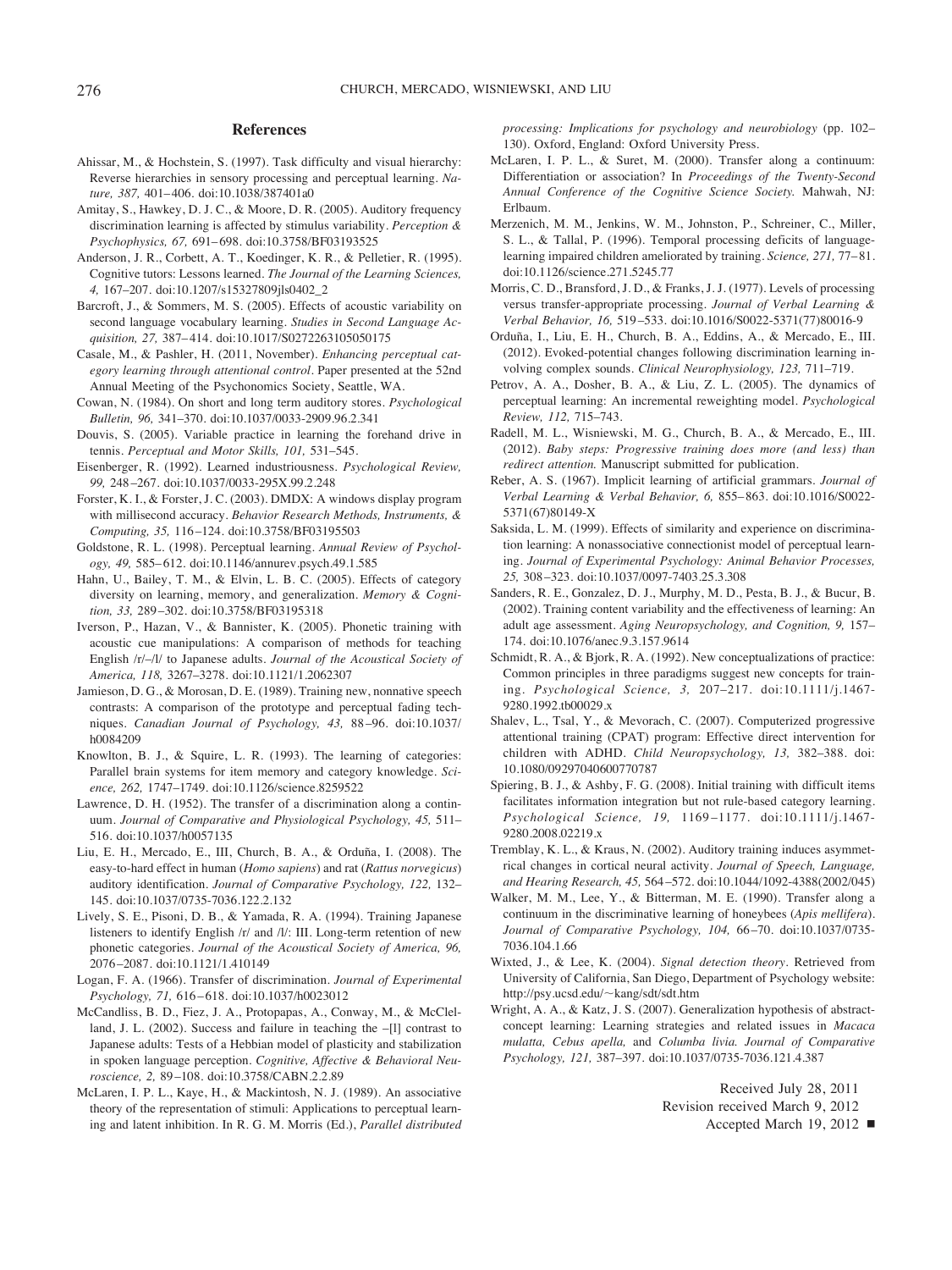## References

Ahissar, M., & Hochstein, S. (1997). Task difficulty and visual hierarchy: Reverse hierarchies in sensory processing and perceptual learning. *Nature, 387,* 401–406. doi:10.1038/387401a0

Amitay, S., Hawkey, D. J. C., & Moore, D. R. (2005). Auditory frequency discrimination learning is affected by stimulus variability. *Perception & Psychophysics, 67,* 691–698. doi:10.3758/BF03193525

Anderson, J. R., Corbett, A. T., Koedinger, K. R., & Pelletier, R. (1995). Cognitive tutors: Lessons learned. *The Journal of the Learning Sciences, 4,* 167–207. doi:10.1207/s15327809jls0402_2

Barcroft, J., & Sommers, M. S. (2005). Effects of acoustic variability on second language vocabulary learning. *Studies in Second Language Acquisition, 27,* 387–414. doi:10.1017/S0272263105050175

Casale, M., & Pashler, H. (2011, November). *Enhancing perceptual category learning through attentional control*. Paper presented at the 52nd Annual Meeting of the Psychonomics Society, Seattle, WA.

Cowan, N. (1984). On short and long term auditory stores. *Psychological Bulletin, 96,* 341–370. doi:10.1037/0033-2909.96.2.341

Douvis, S. (2005). Variable practice in learning the forehand drive in tennis. *Perceptual and Motor Skills, 101,* 531–545.

Eisenberger, R. (1992). Learned industriousness. *Psychological Review, 99,* 248–267. doi:10.1037/0033-295X.99.2.248

Forster, K. I., & Forster, J. C. (2003). DMDX: A windows display program with millisecond accuracy. *Behavior Research Methods, Instruments, & Computing, 35,* 116–124. doi:10.3758/BF03195503

Goldstone, R. L. (1998). Perceptual learning. *Annual Review of Psychology, 49,* 585–612. doi:10.1146/annurev.psych.49.1.585

Hahn, U., Bailey, T. M., & Elvin, L. B. C. (2005). Effects of category diversity on learning, memory, and generalization. *Memory & Cognition, 33,* 289–302. doi:10.3758/BF03195318

Iverson, P., Hazan, V., & Bannister, K. (2005). Phonetic training with acoustic cue manipulations: A comparison of methods for teaching English /r/–/l/ to Japanese adults. *Journal of the Acoustical Society of America, 118,* 3267–3278. doi:10.1121/1.2062307

Jamieson, D. G., & Morosan, D. E. (1989). Training new, nonnative speech contrasts: A comparison of the prototype and perceptual fading techniques. *Canadian Journal of Psychology, 43,* 88–96. doi:10.1037/h0084209

Knowlton, B. J., & Squire, L. R. (1993). The learning of categories: Parallel brain systems for item memory and category knowledge. *Science, 262,* 1747–1749. doi:10.1126/science.8259522

Lawrence, D. H. (1952). The transfer of a discrimination along a continuum. *Journal of Comparative and Physiological Psychology, 45,* 511–516. doi:10.1037/h0057135

Liu, E. H., Mercado, E., III, Church, B. A., & Orduña, I. (2008). The easy-to-hard effect in human (*Homo sapiens*) and rat (*Rattus norvegicus*) auditory identification. *Journal of Comparative Psychology, 122,* 132–145. doi:10.1037/0735-7036.122.2.132

Lively, S. E., Pisoni, D. B., & Yamada, R. A. (1994). Training Japanese listeners to identify English /r/ and /l/: III. Long-term retention of new phonetic categories. *Journal of the Acoustical Society of America, 96,* 2076–2087. doi:10.1121/1.410149

Logan, F. A. (1966). Transfer of discrimination. *Journal of Experimental Psychology, 71,* 616–618. doi:10.1037/h0023012

McCandliss, B. D., Fiez, J. A., Protopapas, A., Conway, M., & McClelland, J. L. (2002). Success and failure in teaching the –[l] contrast to Japanese adults: Tests of a Hebbian model of plasticity and stabilization in spoken language perception. *Cognitive, Affective & Behavioral Neuroscience, 2,* 89–108. doi:10.3758/CABN.2.2.89

McLaren, I. P. L., Kaye, H., & Mackintosh, N. J. (1989). An associative theory of the representation of stimuli: Applications to perceptual learning and latent inhibition. In R. G. M. Morris (Ed.), *Parallel distributed processing: Implications for psychology and neurobiology* (pp. 102–130). Oxford, England: Oxford University Press.

McLaren, I. P. L., & Suret, M. (2000). Transfer along a continuum: Differentiation or association? In *Proceedings of the Twenty-Second Annual Conference of the Cognitive Science Society.* Mahwah, NJ: Erlbaum.

Merzenich, M. M., Jenkins, W. M., Johnston, P., Schreiner, C., Miller, S. L., & Tallal, P. (1996). Temporal processing deficits of language-learning impaired children ameliorated by training. *Science, 271,* 77–81. doi:10.1126/science.271.5245.77

Morris, C. D., Bransford, J. D., & Franks, J. J. (1977). Levels of processing versus transfer-appropriate processing. *Journal of Verbal Learning & Verbal Behavior, 16,* 519–533. doi:10.1016/S0022-5371(77)80016-9

Orduña, I., Liu, E. H., Church, B. A., Eddins, A., & Mercado, E., III. (2012). Evoked-potential changes following discrimination learning involving complex sounds. *Clinical Neurophysiology, 123,* 711–719.

Petrov, A. A., Dosher, B. A., & Liu, Z. L. (2005). The dynamics of perceptual learning: An incremental reweighting model. *Psychological Review, 112,* 715–743.

Radell, M. L., Wisniewski, M. G., Church, B. A., & Mercado, E., III. (2012). *Baby steps: Progressive training does more (and less) than redirect attention.* Manuscript submitted for publication.

Reber, A. S. (1967). Implicit learning of artificial grammars. *Journal of Verbal Learning & Verbal Behavior, 6,* 855–863. doi:10.1016/S0022-5371(67)80149-X

Saksida, L. M. (1999). Effects of similarity and experience on discrimination learning: A nonassociative connectionist model of perceptual learning. *Journal of Experimental Psychology: Animal Behavior Processes, 25,* 308–323. doi:10.1037/0097-7403.25.3.308

Sanders, R. E., Gonzalez, D. J., Murphy, M. D., Pesta, B. J., & Bucur, B. (2002). Training content variability and the effectiveness of learning: An adult age assessment. *Aging Neuropsychology, and Cognition, 9,* 157–174. doi:10.1076/anec.9.3.157.9614

Schmidt, R. A., & Bjork, R. A. (1992). New conceptualizations of practice: Common principles in three paradigms suggest new concepts for training. *Psychological Science, 3,* 207–217. doi:10.1111/j.1467-9280.1992.tb00029.x

Shalev, L., Tsal, Y., & Mevorach, C. (2007). Computerized progressive attentional training (CPAT) program: Effective direct intervention for children with ADHD. *Child Neuropsychology, 13,* 382–388. doi:10.1080/09297040600770787

Spiering, B. J., & Ashby, F. G. (2008). Initial training with difficult items facilitates information integration but not rule-based category learning. *Psychological Science, 19,* 1169–1177. doi:10.1111/j.1467-9280.2008.02219.x

Tremblay, K. L., & Kraus, N. (2002). Auditory training induces asymmetrical changes in cortical neural activity. *Journal of Speech, Language, and Hearing Research, 45,* 564–572. doi:10.1044/1092-4388(2002/045)

Walker, M. M., Lee, Y., & Bitterman, M. E. (1990). Transfer along a continuum in the discriminative learning of honeybees (*Apis mellifera*). *Journal of Comparative Psychology, 104,* 66–70. doi:10.1037/0735-7036.104.1.66

Wixted, J., & Lee, K. (2004). *Signal detection theory*. Retrieved from University of California, San Diego, Department of Psychology website: http://psy.ucsd.edu/~kang/sdt/sdt.htm

Wright, A. A., & Katz, J. S. (2007). Generalization hypothesis of abstract-concept learning: Learning strategies and related issues in *Macaca mulatta, Cebus apella,* and *Columba livia. Journal of Comparative Psychology, 121,* 387–397. doi:10.1037/0735-7036.121.4.387

Received July 28, 2011
Revision received March 9, 2012
Accepted March 19, 2012 ■